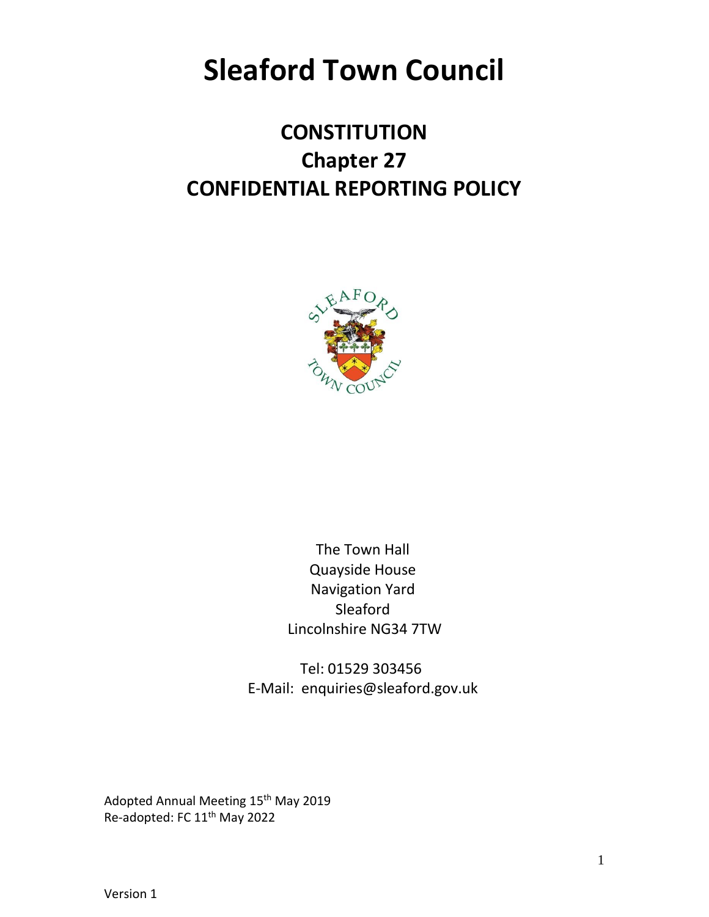# Sleaford Town Council

## CONSTITUTION
## Chapter 27
## CONFIDENTIAL REPORTING POLICY

The Town Hall
Quayside House
Navigation Yard
Sleaford
Lincolnshire NG34 7TW

Tel: 01529 303456
E-Mail: enquiries@sleaford.gov.uk

Adopted Annual Meeting 15th May 2019
Re-adopted: FC 11th May 2022

Version 1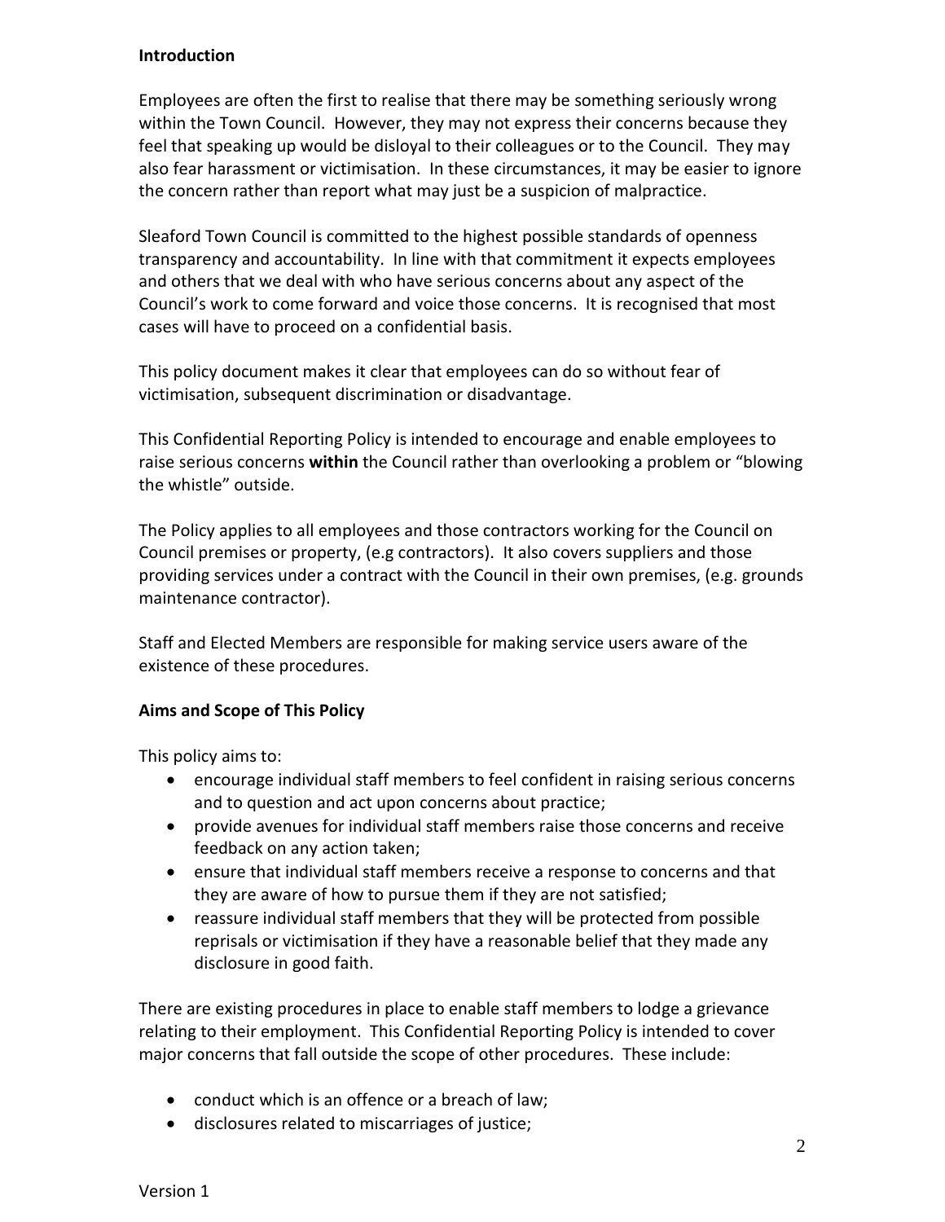**Introduction**

Employees are often the first to realise that there may be something seriously wrong within the Town Council. However, they may not express their concerns because they feel that speaking up would be disloyal to their colleagues or to the Council. They may also fear harassment or victimisation. In these circumstances, it may be easier to ignore the concern rather than report what may just be a suspicion of malpractice.

Sleaford Town Council is committed to the highest possible standards of openness transparency and accountability. In line with that commitment it expects employees and others that we deal with who have serious concerns about any aspect of the Council's work to come forward and voice those concerns. It is recognised that most cases will have to proceed on a confidential basis.

This policy document makes it clear that employees can do so without fear of victimisation, subsequent discrimination or disadvantage.

This Confidential Reporting Policy is intended to encourage and enable employees to raise serious concerns **within** the Council rather than overlooking a problem or "blowing the whistle" outside.

The Policy applies to all employees and those contractors working for the Council on Council premises or property, (e.g contractors). It also covers suppliers and those providing services under a contract with the Council in their own premises, (e.g. grounds maintenance contractor).

Staff and Elected Members are responsible for making service users aware of the existence of these procedures.

**Aims and Scope of This Policy**

This policy aims to:

- encourage individual staff members to feel confident in raising serious concerns and to question and act upon concerns about practice;
- provide avenues for individual staff members raise those concerns and receive feedback on any action taken;
- ensure that individual staff members receive a response to concerns and that they are aware of how to pursue them if they are not satisfied;
- reassure individual staff members that they will be protected from possible reprisals or victimisation if they have a reasonable belief that they made any disclosure in good faith.

There are existing procedures in place to enable staff members to lodge a grievance relating to their employment. This Confidential Reporting Policy is intended to cover major concerns that fall outside the scope of other procedures. These include:

- conduct which is an offence or a breach of law;
- disclosures related to miscarriages of justice;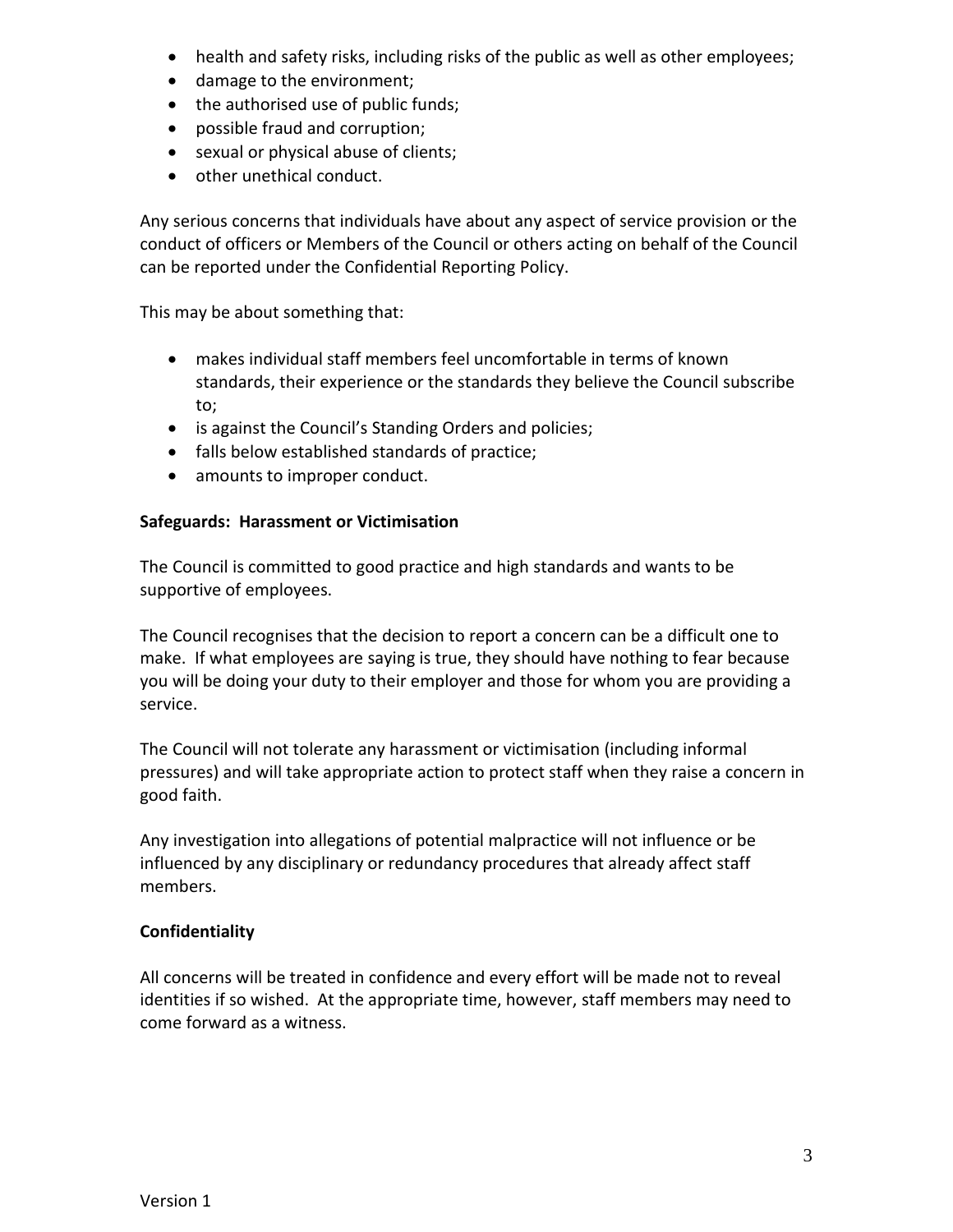- health and safety risks, including risks of the public as well as other employees;
- damage to the environment;
- the authorised use of public funds;
- possible fraud and corruption;
- sexual or physical abuse of clients;
- other unethical conduct.

Any serious concerns that individuals have about any aspect of service provision or the conduct of officers or Members of the Council or others acting on behalf of the Council can be reported under the Confidential Reporting Policy.

This may be about something that:

- makes individual staff members feel uncomfortable in terms of known standards, their experience or the standards they believe the Council subscribe to;
- is against the Council's Standing Orders and policies;
- falls below established standards of practice;
- amounts to improper conduct.

**Safeguards: Harassment or Victimisation**

The Council is committed to good practice and high standards and wants to be supportive of employees.

The Council recognises that the decision to report a concern can be a difficult one to make. If what employees are saying is true, they should have nothing to fear because you will be doing your duty to their employer and those for whom you are providing a service.

The Council will not tolerate any harassment or victimisation (including informal pressures) and will take appropriate action to protect staff when they raise a concern in good faith.

Any investigation into allegations of potential malpractice will not influence or be influenced by any disciplinary or redundancy procedures that already affect staff members.

**Confidentiality**

All concerns will be treated in confidence and every effort will be made not to reveal identities if so wished. At the appropriate time, however, staff members may need to come forward as a witness.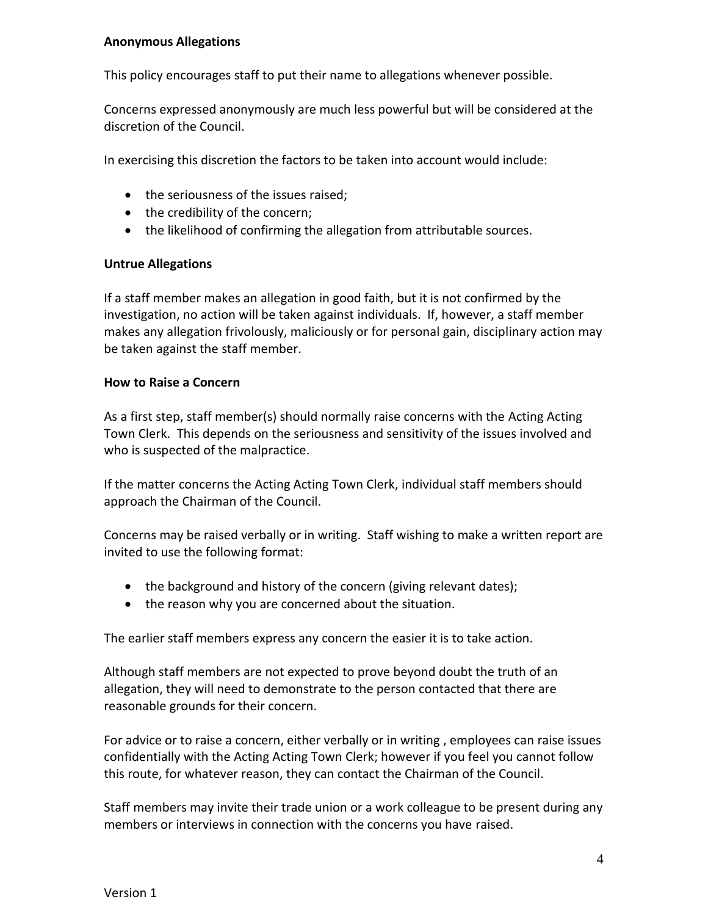**Anonymous Allegations**

This policy encourages staff to put their name to allegations whenever possible.

Concerns expressed anonymously are much less powerful but will be considered at the discretion of the Council.

In exercising this discretion the factors to be taken into account would include:

- the seriousness of the issues raised;
- the credibility of the concern;
- the likelihood of confirming the allegation from attributable sources.

**Untrue Allegations**

If a staff member makes an allegation in good faith, but it is not confirmed by the investigation, no action will be taken against individuals. If, however, a staff member makes any allegation frivolously, maliciously or for personal gain, disciplinary action may be taken against the staff member.

**How to Raise a Concern**

As a first step, staff member(s) should normally raise concerns with the Acting Acting Town Clerk. This depends on the seriousness and sensitivity of the issues involved and who is suspected of the malpractice.

If the matter concerns the Acting Acting Town Clerk, individual staff members should approach the Chairman of the Council.

Concerns may be raised verbally or in writing. Staff wishing to make a written report are invited to use the following format:

- the background and history of the concern (giving relevant dates);
- the reason why you are concerned about the situation.

The earlier staff members express any concern the easier it is to take action.

Although staff members are not expected to prove beyond doubt the truth of an allegation, they will need to demonstrate to the person contacted that there are reasonable grounds for their concern.

For advice or to raise a concern, either verbally or in writing , employees can raise issues confidentially with the Acting Acting Town Clerk; however if you feel you cannot follow this route, for whatever reason, they can contact the Chairman of the Council.

Staff members may invite their trade union or a work colleague to be present during any members or interviews in connection with the concerns you have raised.

Version 1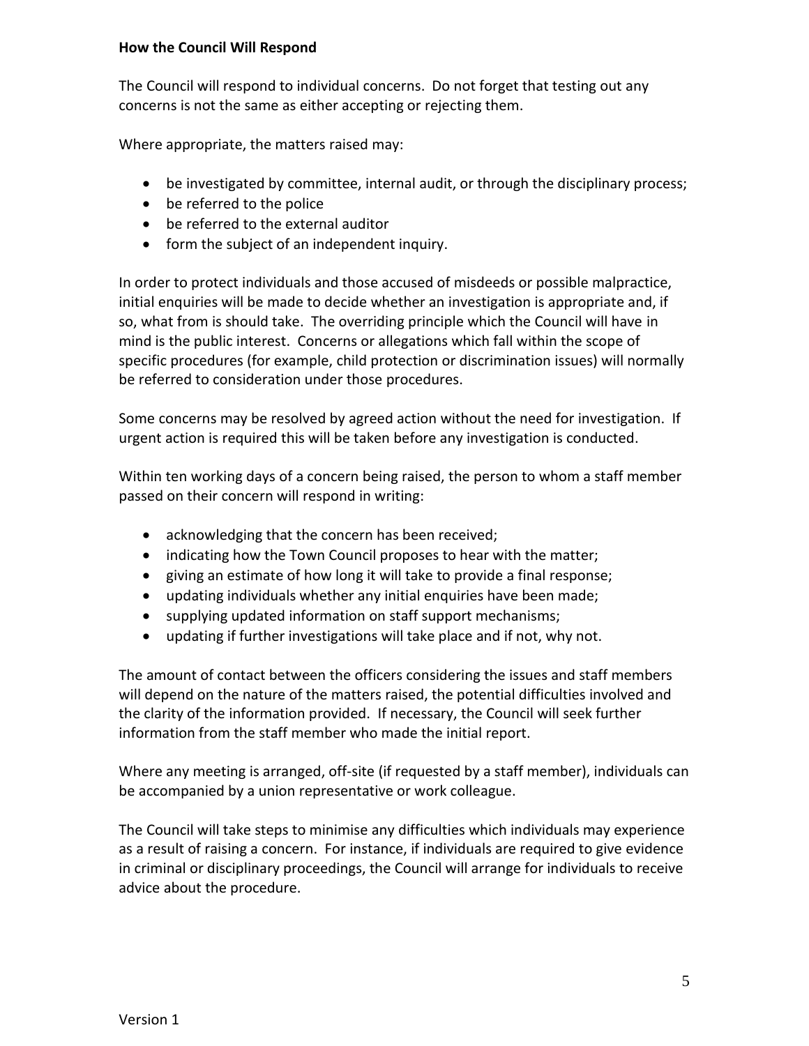**How the Council Will Respond**

The Council will respond to individual concerns. Do not forget that testing out any concerns is not the same as either accepting or rejecting them.

Where appropriate, the matters raised may:

- be investigated by committee, internal audit, or through the disciplinary process;
- be referred to the police
- be referred to the external auditor
- form the subject of an independent inquiry.

In order to protect individuals and those accused of misdeeds or possible malpractice, initial enquiries will be made to decide whether an investigation is appropriate and, if so, what from is should take. The overriding principle which the Council will have in mind is the public interest. Concerns or allegations which fall within the scope of specific procedures (for example, child protection or discrimination issues) will normally be referred to consideration under those procedures.

Some concerns may be resolved by agreed action without the need for investigation. If urgent action is required this will be taken before any investigation is conducted.

Within ten working days of a concern being raised, the person to whom a staff member passed on their concern will respond in writing:

- acknowledging that the concern has been received;
- indicating how the Town Council proposes to hear with the matter;
- giving an estimate of how long it will take to provide a final response;
- updating individuals whether any initial enquiries have been made;
- supplying updated information on staff support mechanisms;
- updating if further investigations will take place and if not, why not.

The amount of contact between the officers considering the issues and staff members will depend on the nature of the matters raised, the potential difficulties involved and the clarity of the information provided. If necessary, the Council will seek further information from the staff member who made the initial report.

Where any meeting is arranged, off-site (if requested by a staff member), individuals can be accompanied by a union representative or work colleague.

The Council will take steps to minimise any difficulties which individuals may experience as a result of raising a concern. For instance, if individuals are required to give evidence in criminal or disciplinary proceedings, the Council will arrange for individuals to receive advice about the procedure.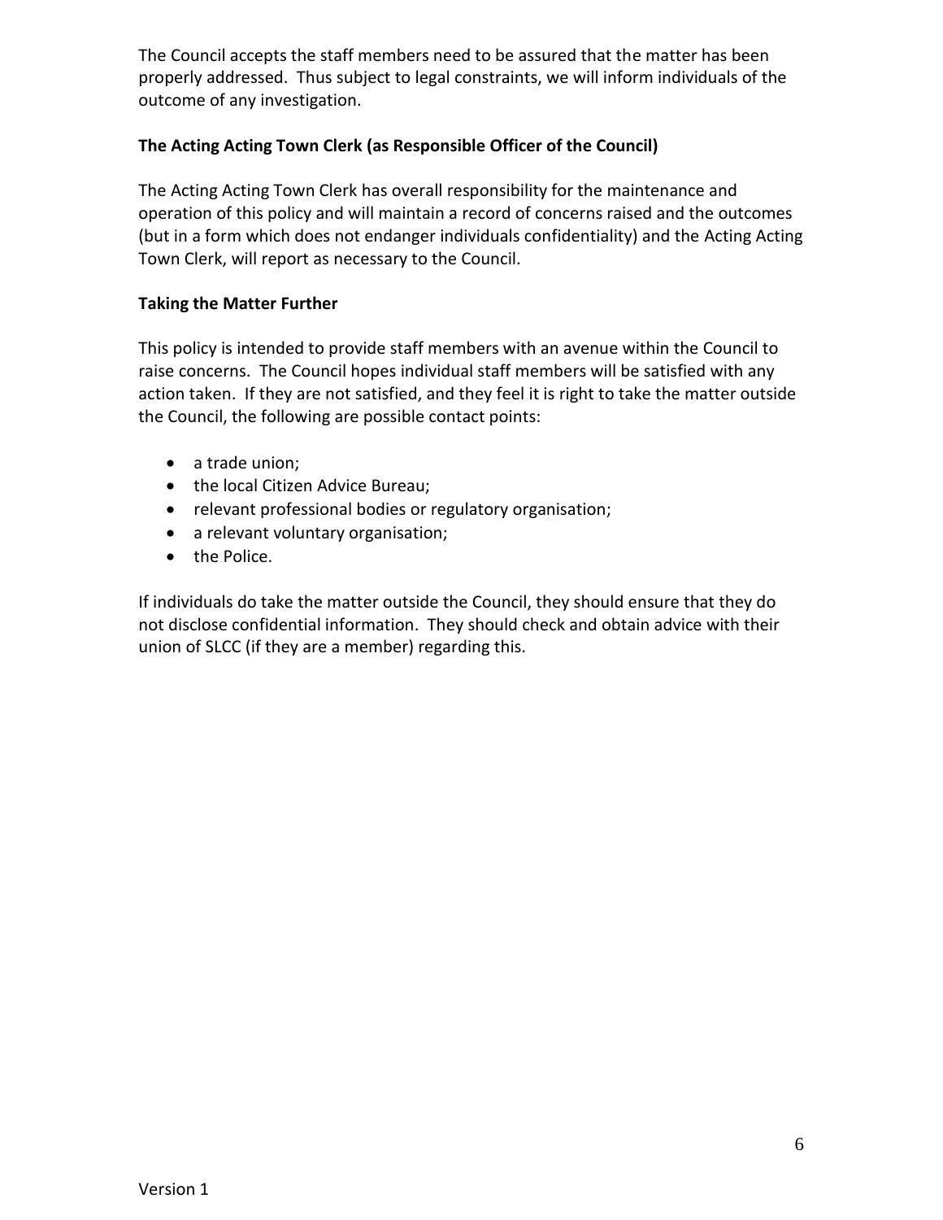The Council accepts the staff members need to be assured that the matter has been properly addressed. Thus subject to legal constraints, we will inform individuals of the outcome of any investigation.

**The Acting Acting Town Clerk (as Responsible Officer of the Council)**

The Acting Acting Town Clerk has overall responsibility for the maintenance and operation of this policy and will maintain a record of concerns raised and the outcomes (but in a form which does not endanger individuals confidentiality) and the Acting Acting Town Clerk, will report as necessary to the Council.

**Taking the Matter Further**

This policy is intended to provide staff members with an avenue within the Council to raise concerns. The Council hopes individual staff members will be satisfied with any action taken. If they are not satisfied, and they feel it is right to take the matter outside the Council, the following are possible contact points:

- a trade union;
- the local Citizen Advice Bureau;
- relevant professional bodies or regulatory organisation;
- a relevant voluntary organisation;
- the Police.

If individuals do take the matter outside the Council, they should ensure that they do not disclose confidential information. They should check and obtain advice with their union of SLCC (if they are a member) regarding this.

Version 1